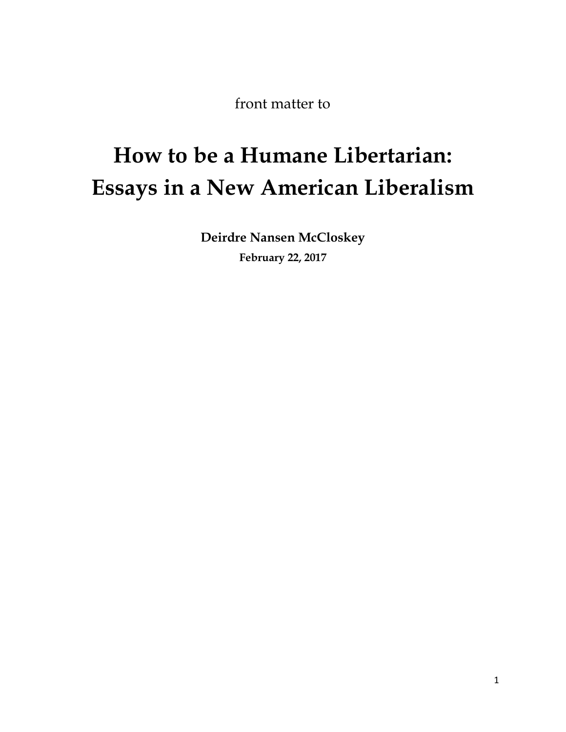front matter to

# How to be a Humane Libertarian: Essays in a New American Liberalism

**Deirdre Nansen McCloskey**

**February 22, 2017**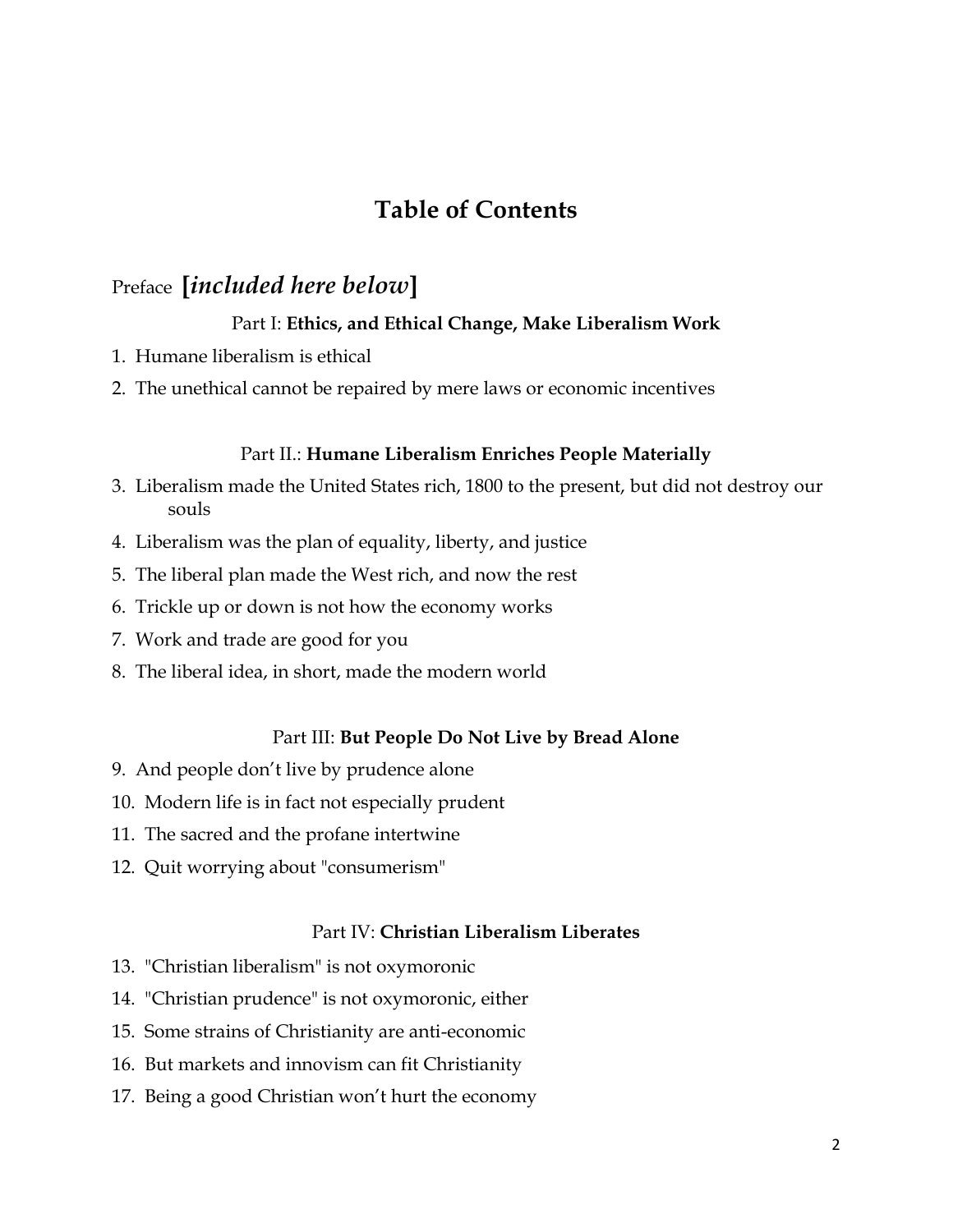# Table of Contents

Preface **[*included here below*]**

### Part I: **Ethics, and Ethical Change, Make Liberalism Work**

1. Humane liberalism is ethical
2. The unethical cannot be repaired by mere laws or economic incentives

### Part II.: **Humane Liberalism Enriches People Materially**

3. Liberalism made the United States rich, 1800 to the present, but did not destroy our souls
4. Liberalism was the plan of equality, liberty, and justice
5. The liberal plan made the West rich, and now the rest
6. Trickle up or down is not how the economy works
7. Work and trade are good for you
8. The liberal idea, in short, made the modern world

### Part III: **But People Do Not Live by Bread Alone**

9. And people don't live by prudence alone
10. Modern life is in fact not especially prudent
11. The sacred and the profane intertwine
12. Quit worrying about "consumerism"

### Part IV: **Christian Liberalism Liberates**

13. "Christian liberalism" is not oxymoronic
14. "Christian prudence" is not oxymoronic, either
15. Some strains of Christianity are anti-economic
16. But markets and innovism can fit Christianity
17. Being a good Christian won't hurt the economy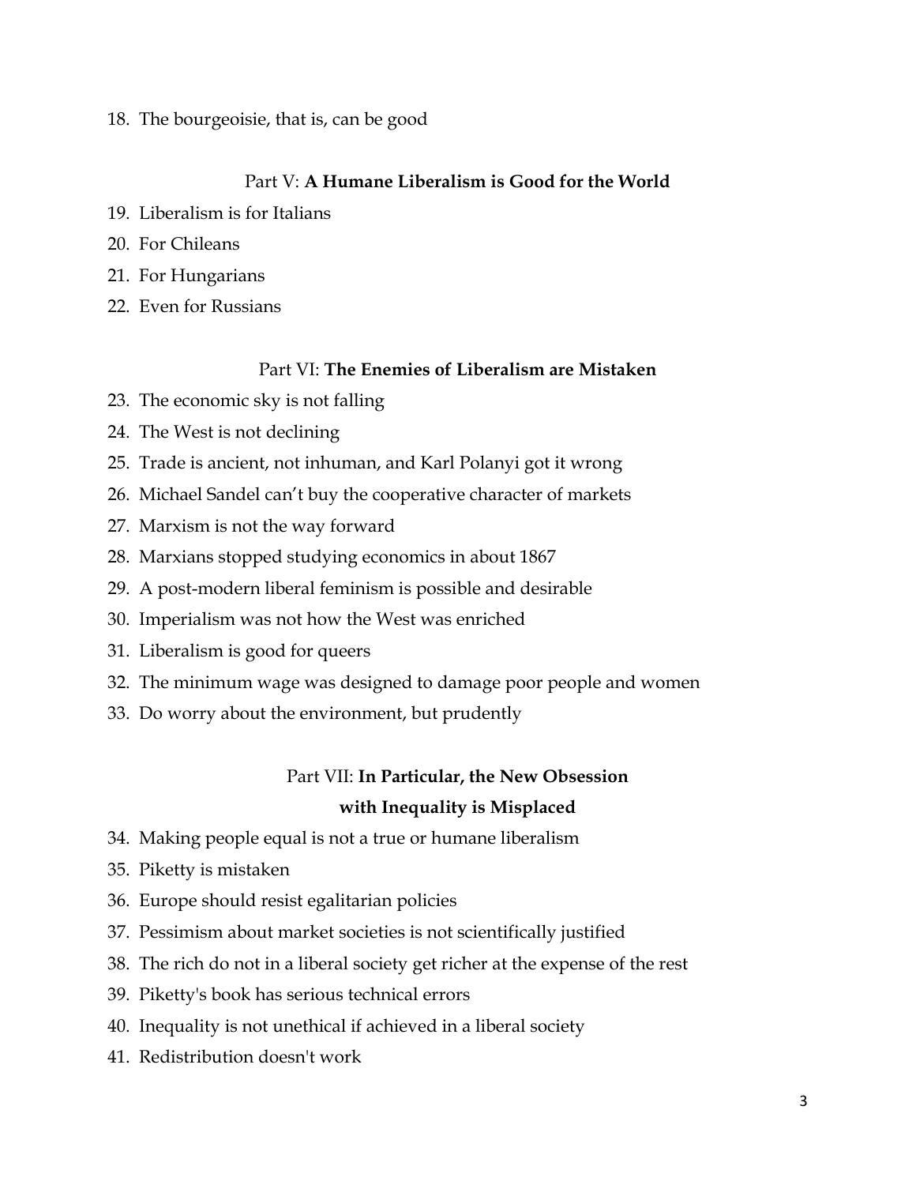18. The bourgeoisie, that is, can be good

### Part V: **A Humane Liberalism is Good for the World**

19. Liberalism is for Italians
20. For Chileans
21. For Hungarians
22. Even for Russians

### Part VI: **The Enemies of Liberalism are Mistaken**

23. The economic sky is not falling
24. The West is not declining
25. Trade is ancient, not inhuman, and Karl Polanyi got it wrong
26. Michael Sandel can't buy the cooperative character of markets
27. Marxism is not the way forward
28. Marxians stopped studying economics in about 1867
29. A post-modern liberal feminism is possible and desirable
30. Imperialism was not how the West was enriched
31. Liberalism is good for queers
32. The minimum wage was designed to damage poor people and women
33. Do worry about the environment, but prudently

### Part VII: **In Particular, the New Obsession with Inequality is Misplaced**

34. Making people equal is not a true or humane liberalism
35. Piketty is mistaken
36. Europe should resist egalitarian policies
37. Pessimism about market societies is not scientifically justified
38. The rich do not in a liberal society get richer at the expense of the rest
39. Piketty's book has serious technical errors
40. Inequality is not unethical if achieved in a liberal society
41. Redistribution doesn't work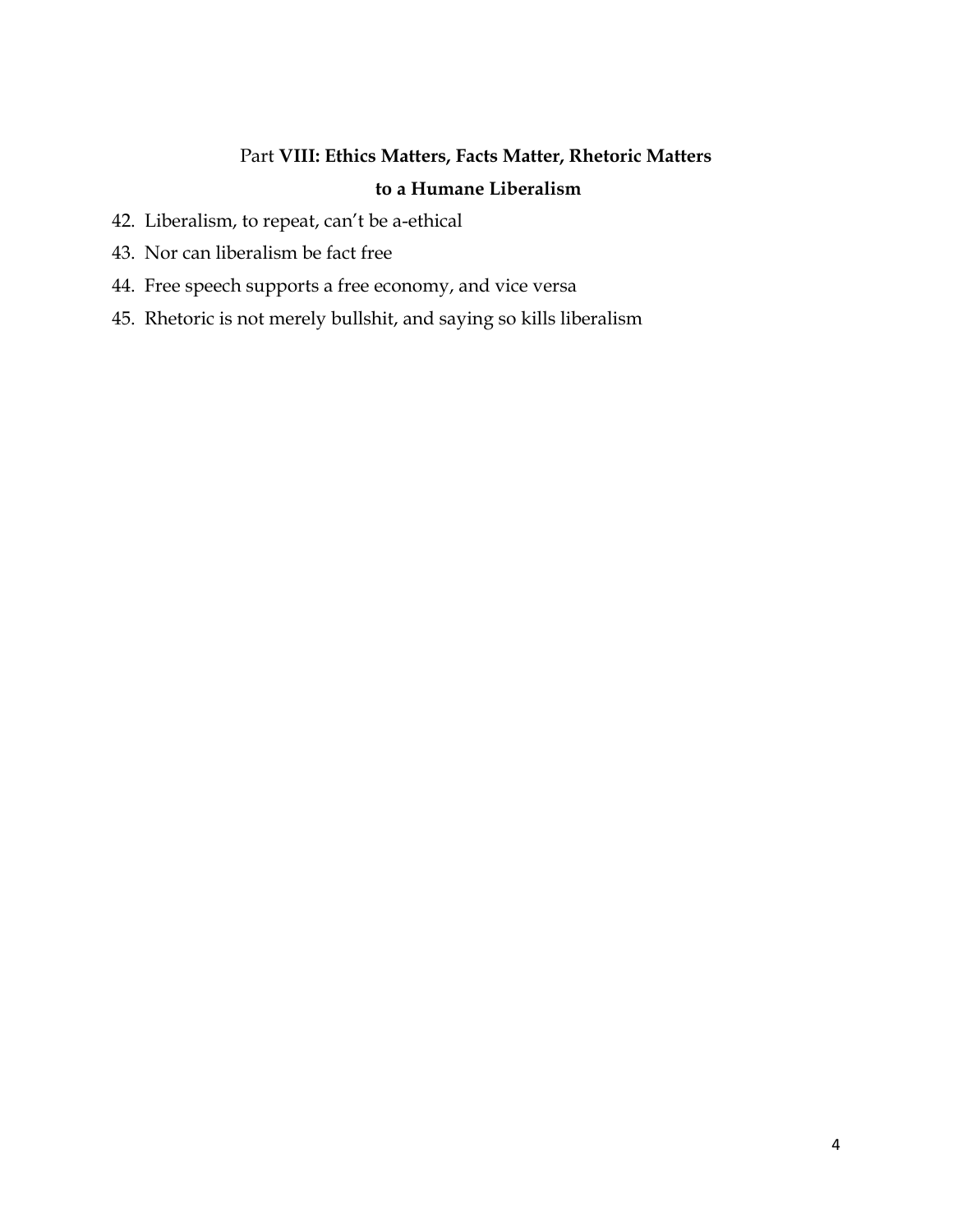## Part **VIII: Ethics Matters, Facts Matter, Rhetoric Matters to a Humane Liberalism**

42. Liberalism, to repeat, can’t be a-ethical
43. Nor can liberalism be fact free
44. Free speech supports a free economy, and vice versa
45. Rhetoric is not merely bullshit, and saying so kills liberalism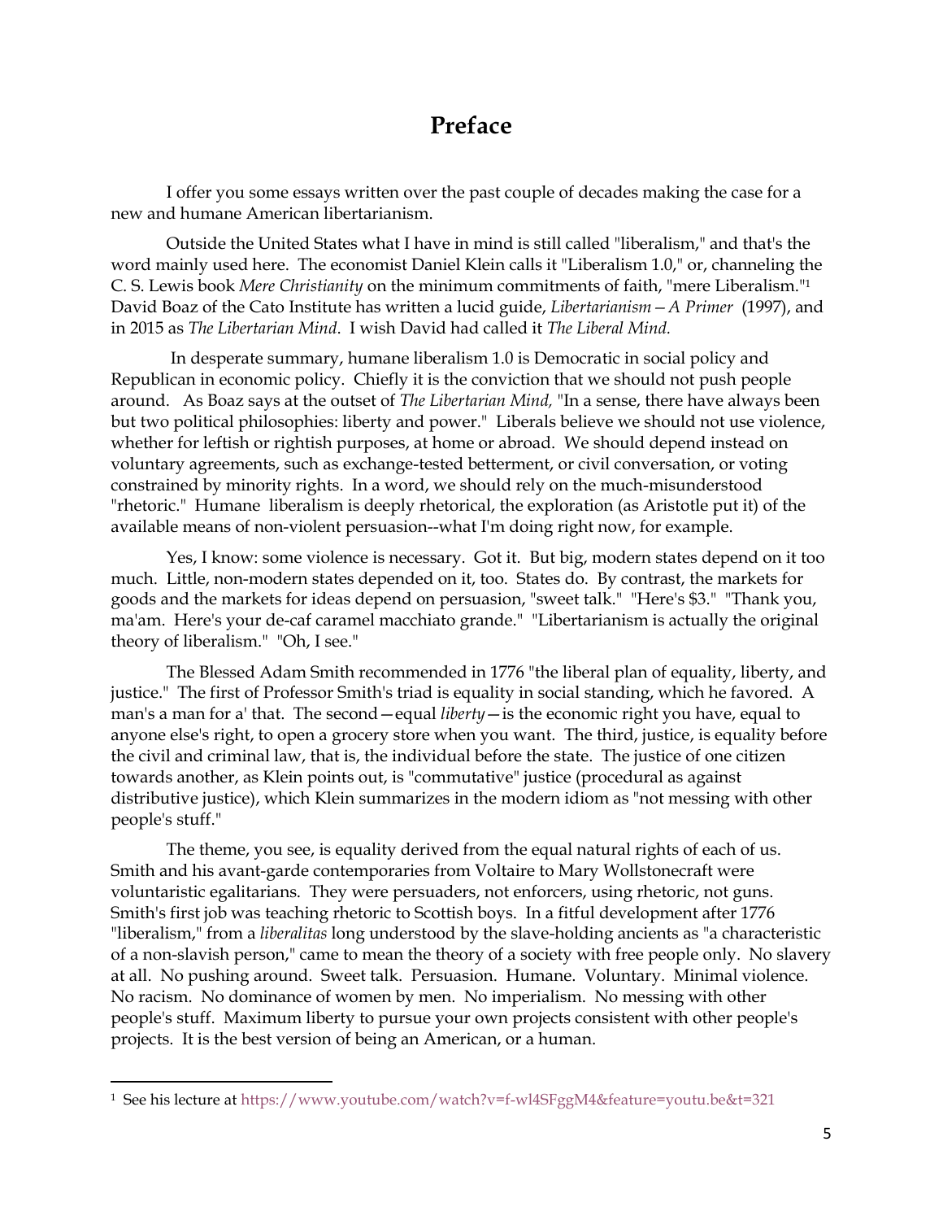# Preface

I offer you some essays written over the past couple of decades making the case for a new and humane American libertarianism.

Outside the United States what I have in mind is still called "liberalism," and that's the word mainly used here. The economist Daniel Klein calls it "Liberalism 1.0," or, channeling the C. S. Lewis book *Mere Christianity* on the minimum commitments of faith, "mere Liberalism."[1] David Boaz of the Cato Institute has written a lucid guide, *Libertarianism—A Primer* (1997), and in 2015 as *The Libertarian Mind*. I wish David had called it *The Liberal Mind.*

In desperate summary, humane liberalism 1.0 is Democratic in social policy and Republican in economic policy. Chiefly it is the conviction that we should not push people around. As Boaz says at the outset of *The Libertarian Mind,* "In a sense, there have always been but two political philosophies: liberty and power." Liberals believe we should not use violence, whether for leftish or rightish purposes, at home or abroad. We should depend instead on voluntary agreements, such as exchange-tested betterment, or civil conversation, or voting constrained by minority rights. In a word, we should rely on the much-misunderstood "rhetoric." Humane liberalism is deeply rhetorical, the exploration (as Aristotle put it) of the available means of non-violent persuasion--what I'm doing right now, for example.

Yes, I know: some violence is necessary. Got it. But big, modern states depend on it too much. Little, non-modern states depended on it, too. States do. By contrast, the markets for goods and the markets for ideas depend on persuasion, "sweet talk." "Here's $3." "Thank you, ma'am. Here's your de-caf caramel macchiato grande." "Libertarianism is actually the original theory of liberalism." "Oh, I see."

The Blessed Adam Smith recommended in 1776 "the liberal plan of equality, liberty, and justice." The first of Professor Smith's triad is equality in social standing, which he favored. A man's a man for a' that. The second—equal *liberty*—is the economic right you have, equal to anyone else's right, to open a grocery store when you want. The third, justice, is equality before the civil and criminal law, that is, the individual before the state. The justice of one citizen towards another, as Klein points out, is "commutative" justice (procedural as against distributive justice), which Klein summarizes in the modern idiom as "not messing with other people's stuff."

The theme, you see, is equality derived from the equal natural rights of each of us. Smith and his avant-garde contemporaries from Voltaire to Mary Wollstonecraft were voluntaristic egalitarians. They were persuaders, not enforcers, using rhetoric, not guns. Smith's first job was teaching rhetoric to Scottish boys. In a fitful development after 1776 "liberalism," from a *liberalitas* long understood by the slave-holding ancients as "a characteristic of a non-slavish person," came to mean the theory of a society with free people only. No slavery at all. No pushing around. Sweet talk. Persuasion. Humane. Voluntary. Minimal violence. No racism. No dominance of women by men. No imperialism. No messing with other people's stuff. Maximum liberty to pursue your own projects consistent with other people's projects. It is the best version of being an American, or a human.

---

[1] See his lecture at https://www.youtube.com/watch?v=f-wl4SFggM4&feature=youtu.be&t=321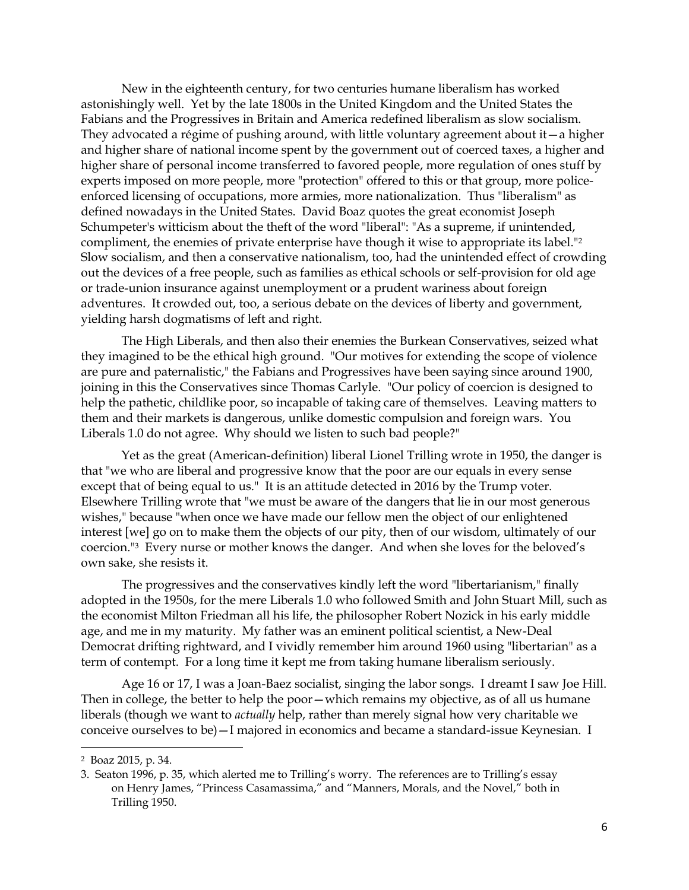New in the eighteenth century, for two centuries humane liberalism has worked astonishingly well. Yet by the late 1800s in the United Kingdom and the United States the Fabians and the Progressives in Britain and America redefined liberalism as slow socialism. They advocated a régime of pushing around, with little voluntary agreement about it—a higher and higher share of national income spent by the government out of coerced taxes, a higher and higher share of personal income transferred to favored people, more regulation of ones stuff by experts imposed on more people, more "protection" offered to this or that group, more police-enforced licensing of occupations, more armies, more nationalization. Thus "liberalism" as defined nowadays in the United States. David Boaz quotes the great economist Joseph Schumpeter's witticism about the theft of the word "liberal": "As a supreme, if unintended, compliment, the enemies of private enterprise have though it wise to appropriate its label."[2] Slow socialism, and then a conservative nationalism, too, had the unintended effect of crowding out the devices of a free people, such as families as ethical schools or self-provision for old age or trade-union insurance against unemployment or a prudent wariness about foreign adventures. It crowded out, too, a serious debate on the devices of liberty and government, yielding harsh dogmatisms of left and right.

The High Liberals, and then also their enemies the Burkean Conservatives, seized what they imagined to be the ethical high ground. "Our motives for extending the scope of violence are pure and paternalistic," the Fabians and Progressives have been saying since around 1900, joining in this the Conservatives since Thomas Carlyle. "Our policy of coercion is designed to help the pathetic, childlike poor, so incapable of taking care of themselves. Leaving matters to them and their markets is dangerous, unlike domestic compulsion and foreign wars. You Liberals 1.0 do not agree. Why should we listen to such bad people?"

Yet as the great (American-definition) liberal Lionel Trilling wrote in 1950, the danger is that "we who are liberal and progressive know that the poor are our equals in every sense except that of being equal to us." It is an attitude detected in 2016 by the Trump voter. Elsewhere Trilling wrote that "we must be aware of the dangers that lie in our most generous wishes," because "when once we have made our fellow men the object of our enlightened interest [we] go on to make them the objects of our pity, then of our wisdom, ultimately of our coercion."[3] Every nurse or mother knows the danger. And when she loves for the beloved's own sake, she resists it.

The progressives and the conservatives kindly left the word "libertarianism," finally adopted in the 1950s, for the mere Liberals 1.0 who followed Smith and John Stuart Mill, such as the economist Milton Friedman all his life, the philosopher Robert Nozick in his early middle age, and me in my maturity. My father was an eminent political scientist, a New-Deal Democrat drifting rightward, and I vividly remember him around 1960 using "libertarian" as a term of contempt. For a long time it kept me from taking humane liberalism seriously.

Age 16 or 17, I was a Joan-Baez socialist, singing the labor songs. I dreamt I saw Joe Hill. Then in college, the better to help the poor—which remains my objective, as of all us humane liberals (though we want to *actually* help, rather than merely signal how very charitable we conceive ourselves to be)—I majored in economics and became a standard-issue Keynesian. I

---

[2] Boaz 2015, p. 34.

[3] Seaton 1996, p. 35, which alerted me to Trilling's worry. The references are to Trilling's essay on Henry James, "Princess Casamassima," and "Manners, Morals, and the Novel," both in Trilling 1950.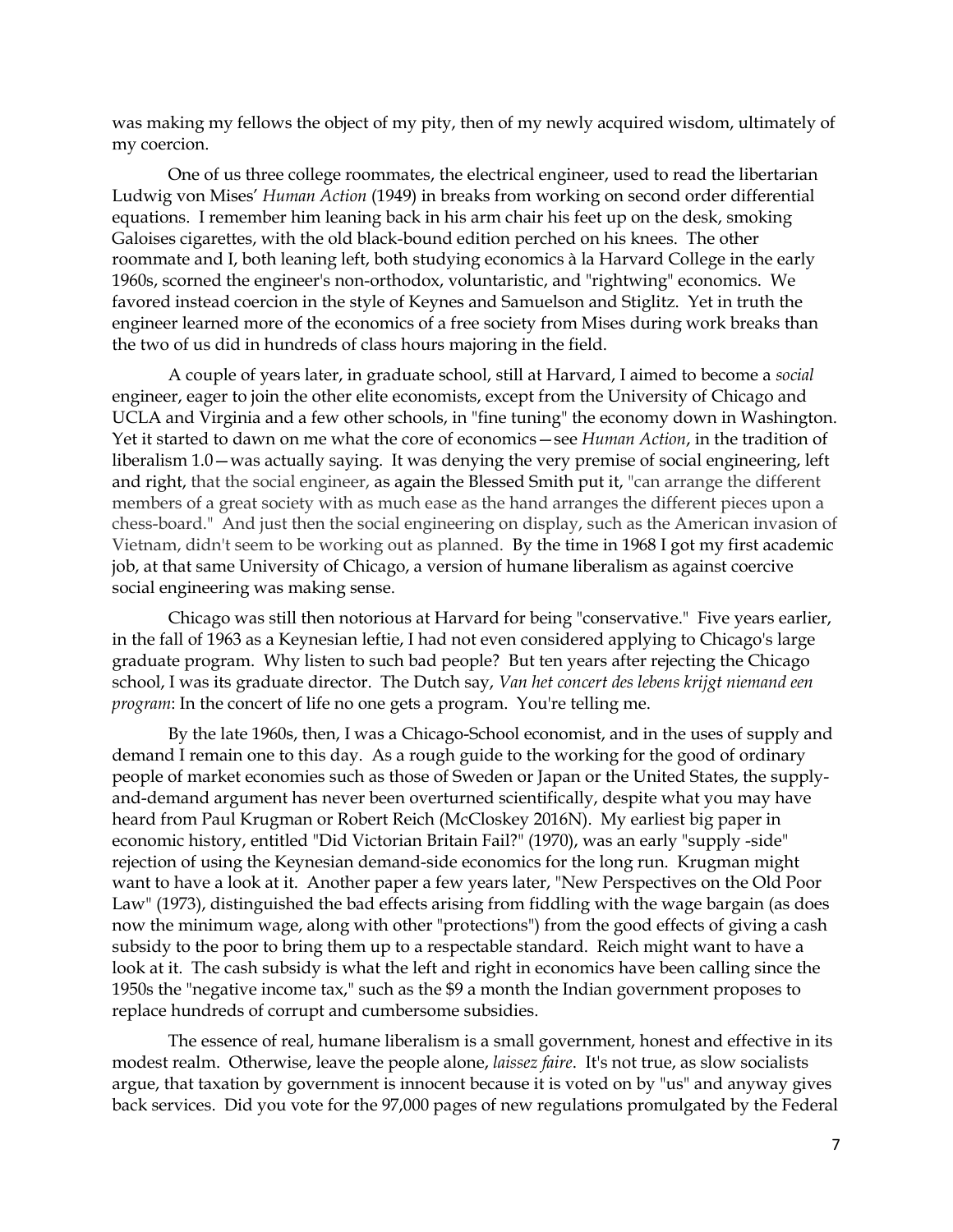was making my fellows the object of my pity, then of my newly acquired wisdom, ultimately of my coercion.

One of us three college roommates, the electrical engineer, used to read the libertarian Ludwig von Mises' *Human Action* (1949) in breaks from working on second order differential equations. I remember him leaning back in his arm chair his feet up on the desk, smoking Galoises cigarettes, with the old black-bound edition perched on his knees. The other roommate and I, both leaning left, both studying economics à la Harvard College in the early 1960s, scorned the engineer's non-orthodox, voluntaristic, and "rightwing" economics. We favored instead coercion in the style of Keynes and Samuelson and Stiglitz. Yet in truth the engineer learned more of the economics of a free society from Mises during work breaks than the two of us did in hundreds of class hours majoring in the field.

A couple of years later, in graduate school, still at Harvard, I aimed to become a *social* engineer, eager to join the other elite economists, except from the University of Chicago and UCLA and Virginia and a few other schools, in "fine tuning" the economy down in Washington. Yet it started to dawn on me what the core of economics—see *Human Action*, in the tradition of liberalism 1.0—was actually saying. It was denying the very premise of social engineering, left and right, that the social engineer, as again the Blessed Smith put it, "can arrange the different members of a great society with as much ease as the hand arranges the different pieces upon a chess-board." And just then the social engineering on display, such as the American invasion of Vietnam, didn't seem to be working out as planned. By the time in 1968 I got my first academic job, at that same University of Chicago, a version of humane liberalism as against coercive social engineering was making sense.

Chicago was still then notorious at Harvard for being "conservative." Five years earlier, in the fall of 1963 as a Keynesian leftie, I had not even considered applying to Chicago's large graduate program. Why listen to such bad people? But ten years after rejecting the Chicago school, I was its graduate director. The Dutch say, *Van het concert des lebens krijgt niemand een program*: In the concert of life no one gets a program. You're telling me.

By the late 1960s, then, I was a Chicago-School economist, and in the uses of supply and demand I remain one to this day. As a rough guide to the working for the good of ordinary people of market economies such as those of Sweden or Japan or the United States, the supply-and-demand argument has never been overturned scientifically, despite what you may have heard from Paul Krugman or Robert Reich (McCloskey 2016N). My earliest big paper in economic history, entitled "Did Victorian Britain Fail?" (1970), was an early "supply -side" rejection of using the Keynesian demand-side economics for the long run. Krugman might want to have a look at it. Another paper a few years later, "New Perspectives on the Old Poor Law" (1973), distinguished the bad effects arising from fiddling with the wage bargain (as does now the minimum wage, along with other "protections") from the good effects of giving a cash subsidy to the poor to bring them up to a respectable standard. Reich might want to have a look at it. The cash subsidy is what the left and right in economics have been calling since the 1950s the "negative income tax," such as the $9 a month the Indian government proposes to replace hundreds of corrupt and cumbersome subsidies.

The essence of real, humane liberalism is a small government, honest and effective in its modest realm. Otherwise, leave the people alone, *laissez faire*. It's not true, as slow socialists argue, that taxation by government is innocent because it is voted on by "us" and anyway gives back services. Did you vote for the 97,000 pages of new regulations promulgated by the Federal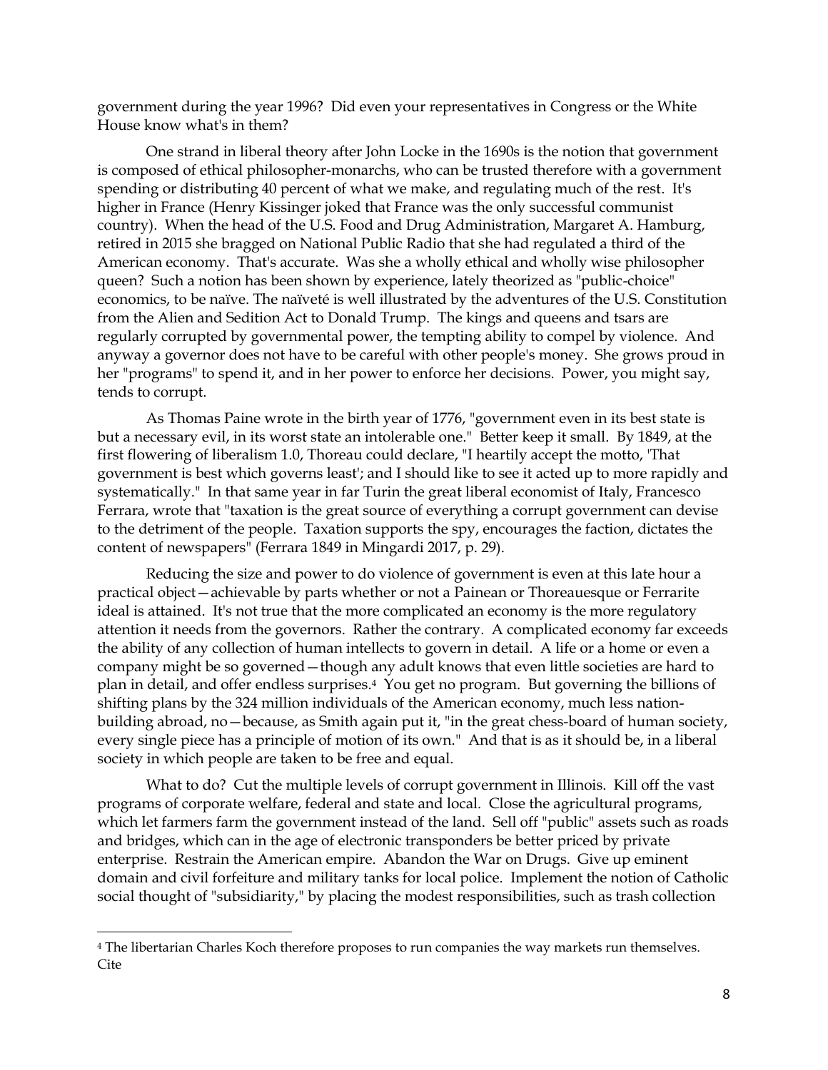government during the year 1996? Did even your representatives in Congress or the White House know what's in them?

One strand in liberal theory after John Locke in the 1690s is the notion that government is composed of ethical philosopher-monarchs, who can be trusted therefore with a government spending or distributing 40 percent of what we make, and regulating much of the rest. It's higher in France (Henry Kissinger joked that France was the only successful communist country). When the head of the U.S. Food and Drug Administration, Margaret A. Hamburg, retired in 2015 she bragged on National Public Radio that she had regulated a third of the American economy. That's accurate. Was she a wholly ethical and wholly wise philosopher queen? Such a notion has been shown by experience, lately theorized as "public-choice" economics, to be naïve. The naïveté is well illustrated by the adventures of the U.S. Constitution from the Alien and Sedition Act to Donald Trump. The kings and queens and tsars are regularly corrupted by governmental power, the tempting ability to compel by violence. And anyway a governor does not have to be careful with other people's money. She grows proud in her "programs" to spend it, and in her power to enforce her decisions. Power, you might say, tends to corrupt.

As Thomas Paine wrote in the birth year of 1776, "government even in its best state is but a necessary evil, in its worst state an intolerable one." Better keep it small. By 1849, at the first flowering of liberalism 1.0, Thoreau could declare, "I heartily accept the motto, 'That government is best which governs least'; and I should like to see it acted up to more rapidly and systematically." In that same year in far Turin the great liberal economist of Italy, Francesco Ferrara, wrote that "taxation is the great source of everything a corrupt government can devise to the detriment of the people. Taxation supports the spy, encourages the faction, dictates the content of newspapers" (Ferrara 1849 in Mingardi 2017, p. 29).

Reducing the size and power to do violence of government is even at this late hour a practical object—achievable by parts whether or not a Painean or Thoreauesque or Ferrarite ideal is attained. It's not true that the more complicated an economy is the more regulatory attention it needs from the governors. Rather the contrary. A complicated economy far exceeds the ability of any collection of human intellects to govern in detail. A life or a home or even a company might be so governed—though any adult knows that even little societies are hard to plan in detail, and offer endless surprises.[4] You get no program. But governing the billions of shifting plans by the 324 million individuals of the American economy, much less nation-building abroad, no—because, as Smith again put it, "in the great chess-board of human society, every single piece has a principle of motion of its own." And that is as it should be, in a liberal society in which people are taken to be free and equal.

What to do? Cut the multiple levels of corrupt government in Illinois. Kill off the vast programs of corporate welfare, federal and state and local. Close the agricultural programs, which let farmers farm the government instead of the land. Sell off "public" assets such as roads and bridges, which can in the age of electronic transponders be better priced by private enterprise. Restrain the American empire. Abandon the War on Drugs. Give up eminent domain and civil forfeiture and military tanks for local police. Implement the notion of Catholic social thought of "subsidiarity," by placing the modest responsibilities, such as trash collection

---

[4] The libertarian Charles Koch therefore proposes to run companies the way markets run themselves. Cite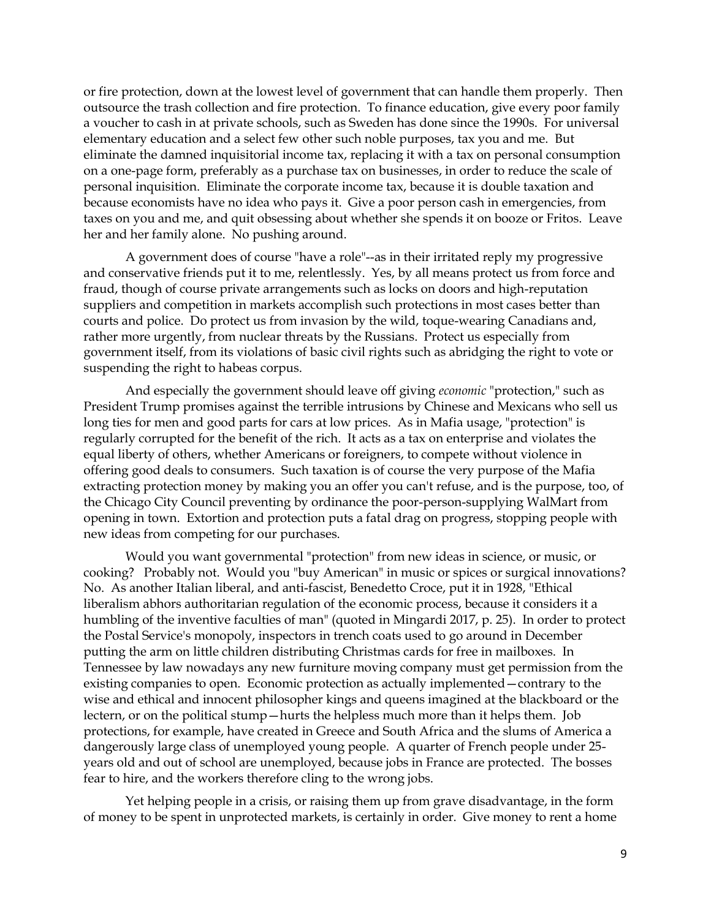or fire protection, down at the lowest level of government that can handle them properly. Then outsource the trash collection and fire protection. To finance education, give every poor family a voucher to cash in at private schools, such as Sweden has done since the 1990s. For universal elementary education and a select few other such noble purposes, tax you and me. But eliminate the damned inquisitorial income tax, replacing it with a tax on personal consumption on a one-page form, preferably as a purchase tax on businesses, in order to reduce the scale of personal inquisition. Eliminate the corporate income tax, because it is double taxation and because economists have no idea who pays it. Give a poor person cash in emergencies, from taxes on you and me, and quit obsessing about whether she spends it on booze or Fritos. Leave her and her family alone. No pushing around.

A government does of course "have a role"--as in their irritated reply my progressive and conservative friends put it to me, relentlessly. Yes, by all means protect us from force and fraud, though of course private arrangements such as locks on doors and high-reputation suppliers and competition in markets accomplish such protections in most cases better than courts and police. Do protect us from invasion by the wild, toque-wearing Canadians and, rather more urgently, from nuclear threats by the Russians. Protect us especially from government itself, from its violations of basic civil rights such as abridging the right to vote or suspending the right to habeas corpus.

And especially the government should leave off giving *economic* "protection," such as President Trump promises against the terrible intrusions by Chinese and Mexicans who sell us long ties for men and good parts for cars at low prices. As in Mafia usage, "protection" is regularly corrupted for the benefit of the rich. It acts as a tax on enterprise and violates the equal liberty of others, whether Americans or foreigners, to compete without violence in offering good deals to consumers. Such taxation is of course the very purpose of the Mafia extracting protection money by making you an offer you can't refuse, and is the purpose, too, of the Chicago City Council preventing by ordinance the poor-person-supplying WalMart from opening in town. Extortion and protection puts a fatal drag on progress, stopping people with new ideas from competing for our purchases.

Would you want governmental "protection" from new ideas in science, or music, or cooking? Probably not. Would you "buy American" in music or spices or surgical innovations? No. As another Italian liberal, and anti-fascist, Benedetto Croce, put it in 1928, "Ethical liberalism abhors authoritarian regulation of the economic process, because it considers it a humbling of the inventive faculties of man" (quoted in Mingardi 2017, p. 25). In order to protect the Postal Service's monopoly, inspectors in trench coats used to go around in December putting the arm on little children distributing Christmas cards for free in mailboxes. In Tennessee by law nowadays any new furniture moving company must get permission from the existing companies to open. Economic protection as actually implemented—contrary to the wise and ethical and innocent philosopher kings and queens imagined at the blackboard or the lectern, or on the political stump—hurts the helpless much more than it helps them. Job protections, for example, have created in Greece and South Africa and the slums of America a dangerously large class of unemployed young people. A quarter of French people under 25-years old and out of school are unemployed, because jobs in France are protected. The bosses fear to hire, and the workers therefore cling to the wrong jobs.

Yet helping people in a crisis, or raising them up from grave disadvantage, in the form of money to be spent in unprotected markets, is certainly in order. Give money to rent a home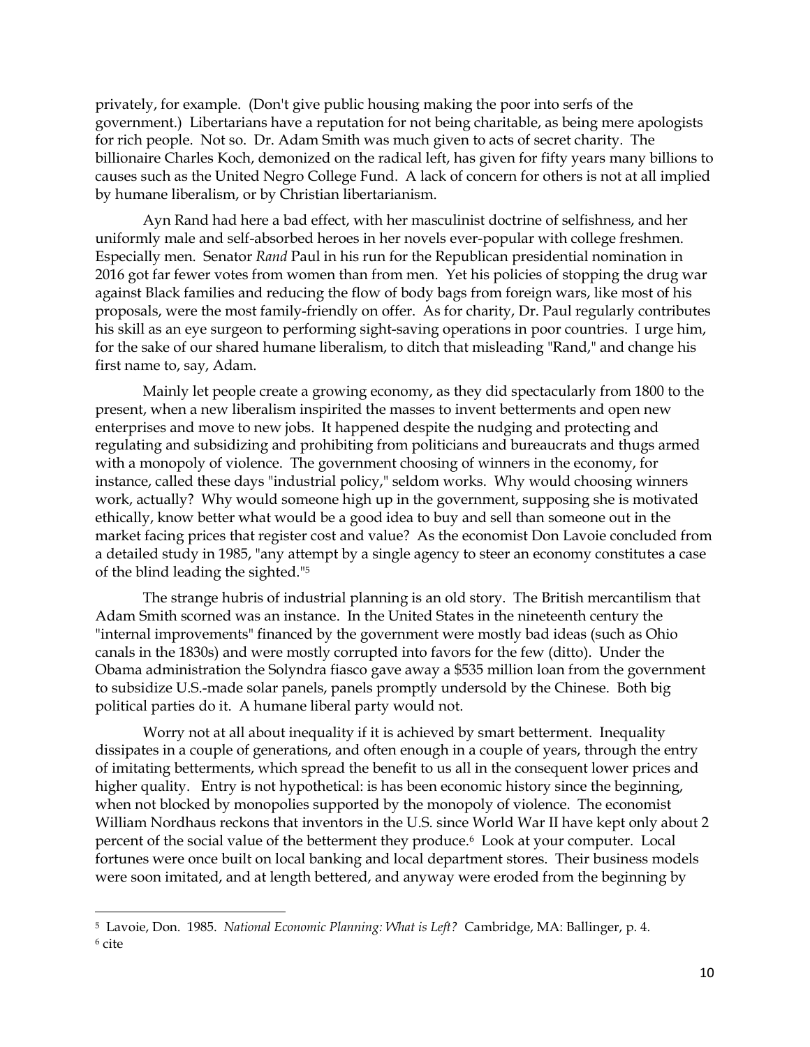privately, for example. (Don't give public housing making the poor into serfs of the government.) Libertarians have a reputation for not being charitable, as being mere apologists for rich people. Not so. Dr. Adam Smith was much given to acts of secret charity. The billionaire Charles Koch, demonized on the radical left, has given for fifty years many billions to causes such as the United Negro College Fund. A lack of concern for others is not at all implied by humane liberalism, or by Christian libertarianism.

Ayn Rand had here a bad effect, with her masculinist doctrine of selfishness, and her uniformly male and self-absorbed heroes in her novels ever-popular with college freshmen. Especially men. Senator *Rand* Paul in his run for the Republican presidential nomination in 2016 got far fewer votes from women than from men. Yet his policies of stopping the drug war against Black families and reducing the flow of body bags from foreign wars, like most of his proposals, were the most family-friendly on offer. As for charity, Dr. Paul regularly contributes his skill as an eye surgeon to performing sight-saving operations in poor countries. I urge him, for the sake of our shared humane liberalism, to ditch that misleading "Rand," and change his first name to, say, Adam.

Mainly let people create a growing economy, as they did spectacularly from 1800 to the present, when a new liberalism inspirited the masses to invent betterments and open new enterprises and move to new jobs. It happened despite the nudging and protecting and regulating and subsidizing and prohibiting from politicians and bureaucrats and thugs armed with a monopoly of violence. The government choosing of winners in the economy, for instance, called these days "industrial policy," seldom works. Why would choosing winners work, actually? Why would someone high up in the government, supposing she is motivated ethically, know better what would be a good idea to buy and sell than someone out in the market facing prices that register cost and value? As the economist Don Lavoie concluded from a detailed study in 1985, "any attempt by a single agency to steer an economy constitutes a case of the blind leading the sighted."[5]

The strange hubris of industrial planning is an old story. The British mercantilism that Adam Smith scorned was an instance. In the United States in the nineteenth century the "internal improvements" financed by the government were mostly bad ideas (such as Ohio canals in the 1830s) and were mostly corrupted into favors for the few (ditto). Under the Obama administration the Solyndra fiasco gave away a $535 million loan from the government to subsidize U.S.-made solar panels, panels promptly undersold by the Chinese. Both big political parties do it. A humane liberal party would not.

Worry not at all about inequality if it is achieved by smart betterment. Inequality dissipates in a couple of generations, and often enough in a couple of years, through the entry of imitating betterments, which spread the benefit to us all in the consequent lower prices and higher quality. Entry is not hypothetical: is has been economic history since the beginning, when not blocked by monopolies supported by the monopoly of violence. The economist William Nordhaus reckons that inventors in the U.S. since World War II have kept only about 2 percent of the social value of the betterment they produce.[6] Look at your computer. Local fortunes were once built on local banking and local department stores. Their business models were soon imitated, and at length bettered, and anyway were eroded from the beginning by

---

[5] Lavoie, Don. 1985. *National Economic Planning: What is Left?* Cambridge, MA: Ballinger, p. 4.

[6] cite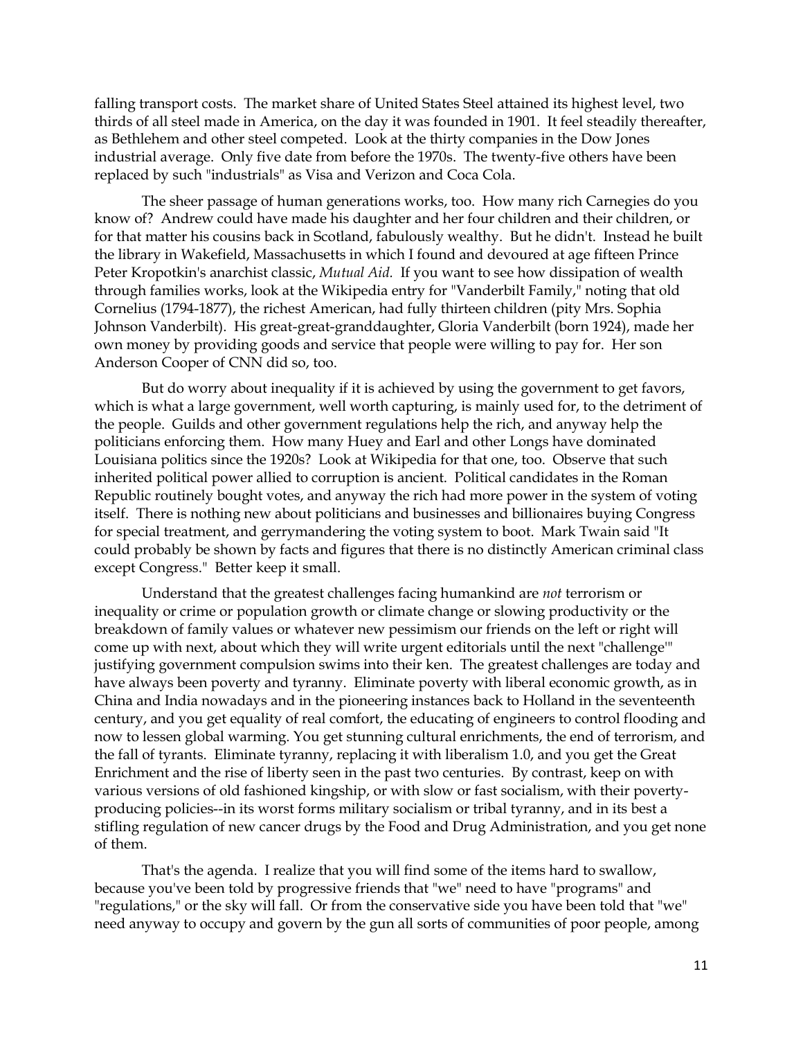falling transport costs. The market share of United States Steel attained its highest level, two thirds of all steel made in America, on the day it was founded in 1901. It feel steadily thereafter, as Bethlehem and other steel competed. Look at the thirty companies in the Dow Jones industrial average. Only five date from before the 1970s. The twenty-five others have been replaced by such "industrials" as Visa and Verizon and Coca Cola.

The sheer passage of human generations works, too. How many rich Carnegies do you know of? Andrew could have made his daughter and her four children and their children, or for that matter his cousins back in Scotland, fabulously wealthy. But he didn't. Instead he built the library in Wakefield, Massachusetts in which I found and devoured at age fifteen Prince Peter Kropotkin's anarchist classic, *Mutual Aid*. If you want to see how dissipation of wealth through families works, look at the Wikipedia entry for "Vanderbilt Family," noting that old Cornelius (1794-1877), the richest American, had fully thirteen children (pity Mrs. Sophia Johnson Vanderbilt). His great-great-granddaughter, Gloria Vanderbilt (born 1924), made her own money by providing goods and service that people were willing to pay for. Her son Anderson Cooper of CNN did so, too.

But do worry about inequality if it is achieved by using the government to get favors, which is what a large government, well worth capturing, is mainly used for, to the detriment of the people. Guilds and other government regulations help the rich, and anyway help the politicians enforcing them. How many Huey and Earl and other Longs have dominated Louisiana politics since the 1920s? Look at Wikipedia for that one, too. Observe that such inherited political power allied to corruption is ancient. Political candidates in the Roman Republic routinely bought votes, and anyway the rich had more power in the system of voting itself. There is nothing new about politicians and businesses and billionaires buying Congress for special treatment, and gerrymandering the voting system to boot. Mark Twain said "It could probably be shown by facts and figures that there is no distinctly American criminal class except Congress." Better keep it small.

Understand that the greatest challenges facing humankind are *not* terrorism or inequality or crime or population growth or climate change or slowing productivity or the breakdown of family values or whatever new pessimism our friends on the left or right will come up with next, about which they will write urgent editorials until the next "challenge'" justifying government compulsion swims into their ken. The greatest challenges are today and have always been poverty and tyranny. Eliminate poverty with liberal economic growth, as in China and India nowadays and in the pioneering instances back to Holland in the seventeenth century, and you get equality of real comfort, the educating of engineers to control flooding and now to lessen global warming. You get stunning cultural enrichments, the end of terrorism, and the fall of tyrants. Eliminate tyranny, replacing it with liberalism 1.0, and you get the Great Enrichment and the rise of liberty seen in the past two centuries. By contrast, keep on with various versions of old fashioned kingship, or with slow or fast socialism, with their poverty-producing policies--in its worst forms military socialism or tribal tyranny, and in its best a stifling regulation of new cancer drugs by the Food and Drug Administration, and you get none of them.

That's the agenda. I realize that you will find some of the items hard to swallow, because you've been told by progressive friends that "we" need to have "programs" and "regulations," or the sky will fall. Or from the conservative side you have been told that "we" need anyway to occupy and govern by the gun all sorts of communities of poor people, among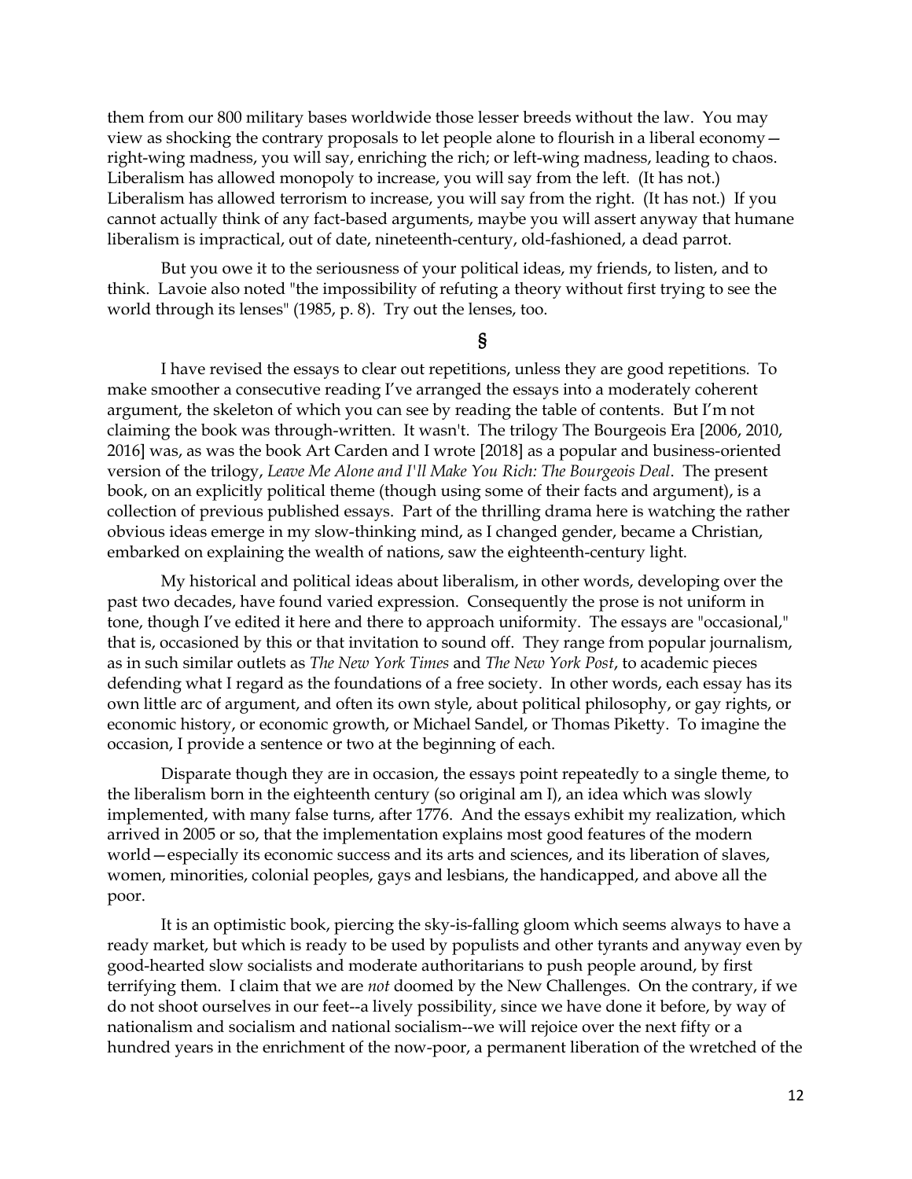them from our 800 military bases worldwide those lesser breeds without the law. You may view as shocking the contrary proposals to let people alone to flourish in a liberal economy—right-wing madness, you will say, enriching the rich; or left-wing madness, leading to chaos. Liberalism has allowed monopoly to increase, you will say from the left. (It has not.) Liberalism has allowed terrorism to increase, you will say from the right. (It has not.) If you cannot actually think of any fact-based arguments, maybe you will assert anyway that humane liberalism is impractical, out of date, nineteenth-century, old-fashioned, a dead parrot.

But you owe it to the seriousness of your political ideas, my friends, to listen, and to think. Lavoie also noted "the impossibility of refuting a theory without first trying to see the world through its lenses" (1985, p. 8). Try out the lenses, too.

§

I have revised the essays to clear out repetitions, unless they are good repetitions. To make smoother a consecutive reading I've arranged the essays into a moderately coherent argument, the skeleton of which you can see by reading the table of contents. But I'm not claiming the book was through-written. It wasn't. The trilogy The Bourgeois Era [2006, 2010, 2016] was, as was the book Art Carden and I wrote [2018] as a popular and business-oriented version of the trilogy, *Leave Me Alone and I'll Make You Rich: The Bourgeois Deal*. The present book, on an explicitly political theme (though using some of their facts and argument), is a collection of previous published essays. Part of the thrilling drama here is watching the rather obvious ideas emerge in my slow-thinking mind, as I changed gender, became a Christian, embarked on explaining the wealth of nations, saw the eighteenth-century light.

My historical and political ideas about liberalism, in other words, developing over the past two decades, have found varied expression. Consequently the prose is not uniform in tone, though I've edited it here and there to approach uniformity. The essays are "occasional," that is, occasioned by this or that invitation to sound off. They range from popular journalism, as in such similar outlets as *The New York Times* and *The New York Post*, to academic pieces defending what I regard as the foundations of a free society. In other words, each essay has its own little arc of argument, and often its own style, about political philosophy, or gay rights, or economic history, or economic growth, or Michael Sandel, or Thomas Piketty. To imagine the occasion, I provide a sentence or two at the beginning of each.

Disparate though they are in occasion, the essays point repeatedly to a single theme, to the liberalism born in the eighteenth century (so original am I), an idea which was slowly implemented, with many false turns, after 1776. And the essays exhibit my realization, which arrived in 2005 or so, that the implementation explains most good features of the modern world—especially its economic success and its arts and sciences, and its liberation of slaves, women, minorities, colonial peoples, gays and lesbians, the handicapped, and above all the poor.

It is an optimistic book, piercing the sky-is-falling gloom which seems always to have a ready market, but which is ready to be used by populists and other tyrants and anyway even by good-hearted slow socialists and moderate authoritarians to push people around, by first terrifying them. I claim that we are *not* doomed by the New Challenges. On the contrary, if we do not shoot ourselves in our feet--a lively possibility, since we have done it before, by way of nationalism and socialism and national socialism--we will rejoice over the next fifty or a hundred years in the enrichment of the now-poor, a permanent liberation of the wretched of the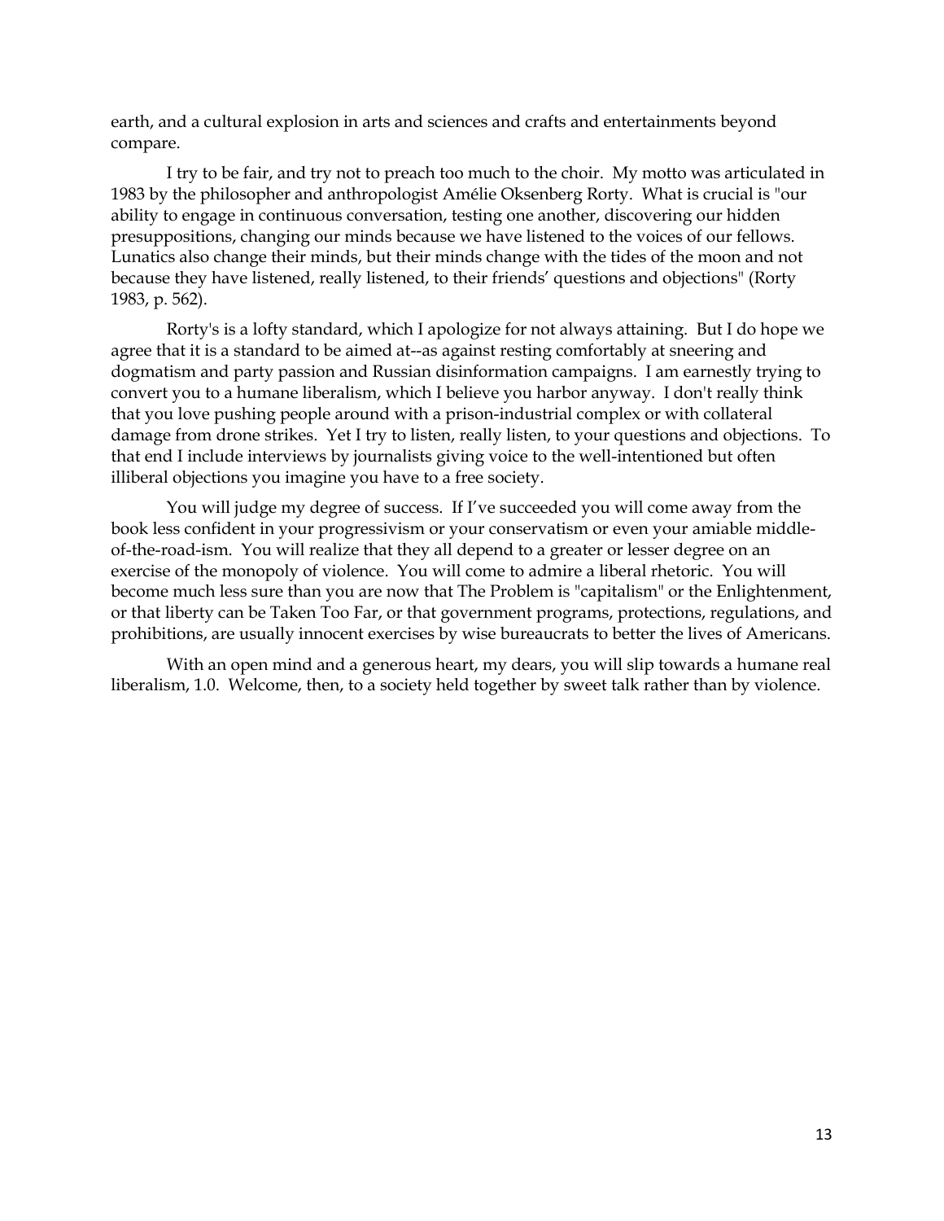earth, and a cultural explosion in arts and sciences and crafts and entertainments beyond compare.

I try to be fair, and try not to preach too much to the choir. My motto was articulated in 1983 by the philosopher and anthropologist Amélie Oksenberg Rorty. What is crucial is "our ability to engage in continuous conversation, testing one another, discovering our hidden presuppositions, changing our minds because we have listened to the voices of our fellows. Lunatics also change their minds, but their minds change with the tides of the moon and not because they have listened, really listened, to their friends' questions and objections" (Rorty 1983, p. 562).

Rorty's is a lofty standard, which I apologize for not always attaining. But I do hope we agree that it is a standard to be aimed at--as against resting comfortably at sneering and dogmatism and party passion and Russian disinformation campaigns. I am earnestly trying to convert you to a humane liberalism, which I believe you harbor anyway. I don't really think that you love pushing people around with a prison-industrial complex or with collateral damage from drone strikes. Yet I try to listen, really listen, to your questions and objections. To that end I include interviews by journalists giving voice to the well-intentioned but often illiberal objections you imagine you have to a free society.

You will judge my degree of success. If I've succeeded you will come away from the book less confident in your progressivism or your conservatism or even your amiable middle-of-the-road-ism. You will realize that they all depend to a greater or lesser degree on an exercise of the monopoly of violence. You will come to admire a liberal rhetoric. You will become much less sure than you are now that The Problem is "capitalism" or the Enlightenment, or that liberty can be Taken Too Far, or that government programs, protections, regulations, and prohibitions, are usually innocent exercises by wise bureaucrats to better the lives of Americans.

With an open mind and a generous heart, my dears, you will slip towards a humane real liberalism, 1.0. Welcome, then, to a society held together by sweet talk rather than by violence.